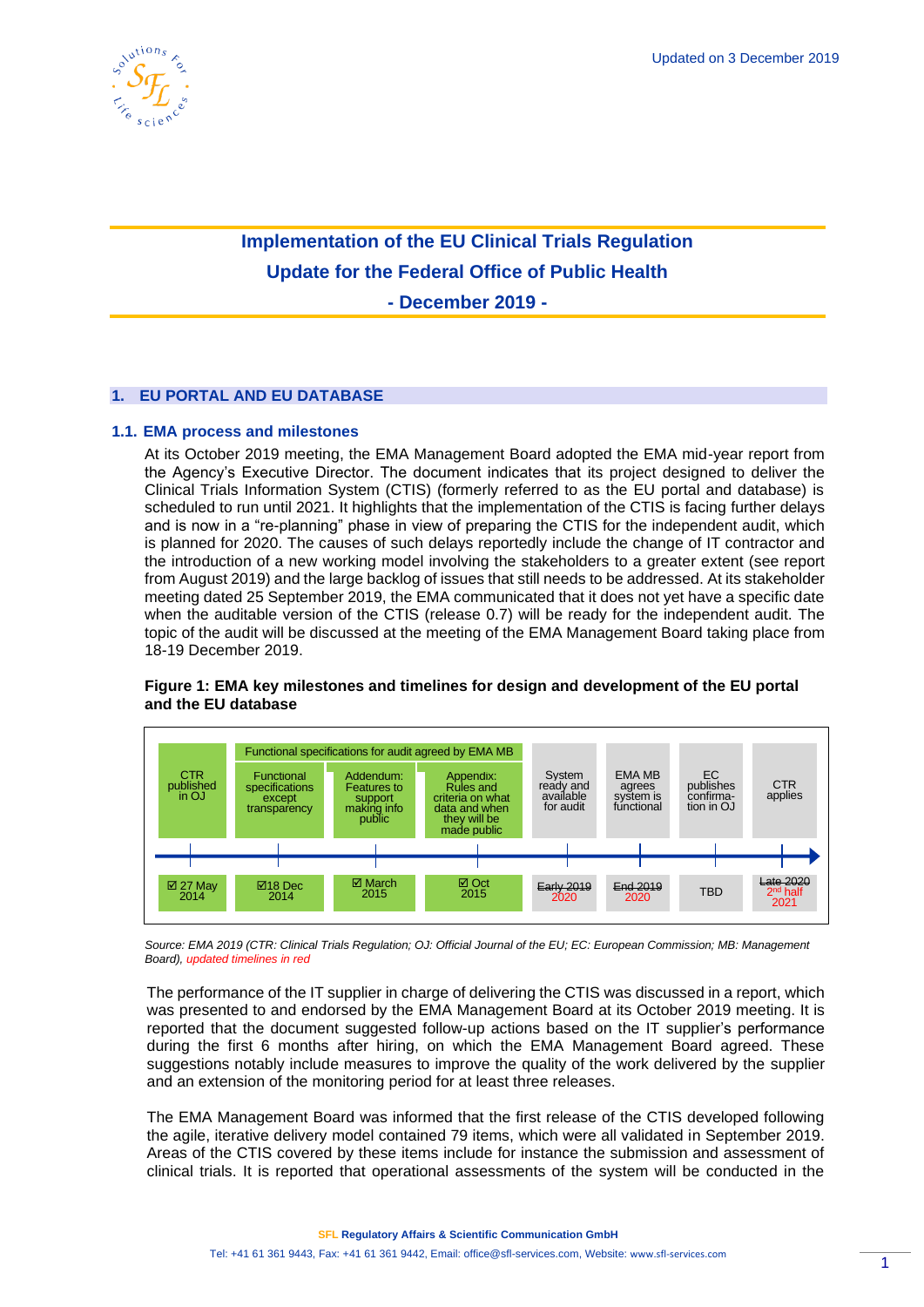# Implementation of the EU Clinical Trials Regulation

## Update for the Federal Office of Public Health

## - December 2019 -

## 1. EU PORTAL AND EU DATABASE

### 1.1. EMA process and milestones

At its October 2019 meeting, the EMA Management Board adopted the EMA mid-year report from the Agency's Executive Director. The document indicates that its project designed to deliver the Clinical Trials Information System (CTIS) (formerly referred to as the EU portal and database) is scheduled to run until 2021. It highlights that the implementation of the CTIS is facing further delays and is now in a "re-planning" phase in view of preparing the CTIS for the independent audit, which is planned for 2020. The causes of such delays reportedly include the change of IT contractor and the introduction of a new working model involving the stakeholders to a greater extent (see report from August 2019) and the large backlog of issues that still needs to be addressed. At its stakeholder meeting dated 25 September 2019, the EMA communicated that it does not yet have a specific date when the auditable version of the CTIS (release 0.7) will be ready for the independent audit. The topic of the audit will be discussed at the meeting of the EMA Management Board taking place from 18-19 December 2019.

**Figure 1: EMA key milestones and timelines for design and development of the EU portal and the EU database**

| CTR published in OJ | Functional specifications except transparency | Addendum: Features to support making info public | Appendix: Rules and criteria on what data and when they will be made public | System ready and available for audit | EMA MB agrees system is functional | EC publishes confirmation in OJ | CTR applies |
|---|---|---|---|---|---|---|---|
| | Functional specifications for audit agreed by EMA MB | | | | | | |
| ☑ 27 May 2014 | ☑18 Dec 2014 | ☑ March 2015 | ☑ Oct 2015 | ~~Early 2019~~ 2020 | ~~End 2019~~ 2020 | TBD | ~~Late 2020~~ 2nd half 2021 |

*Source: EMA 2019 (CTR: Clinical Trials Regulation; OJ: Official Journal of the EU; EC: European Commission; MB: Management Board), updated timelines in red*

The performance of the IT supplier in charge of delivering the CTIS was discussed in a report, which was presented to and endorsed by the EMA Management Board at its October 2019 meeting. It is reported that the document suggested follow-up actions based on the IT supplier's performance during the first 6 months after hiring, on which the EMA Management Board agreed. These suggestions notably include measures to improve the quality of the work delivered by the supplier and an extension of the monitoring period for at least three releases.

The EMA Management Board was informed that the first release of the CTIS developed following the agile, iterative delivery model contained 79 items, which were all validated in September 2019. Areas of the CTIS covered by these items include for instance the submission and assessment of clinical trials. It is reported that operational assessments of the system will be conducted in the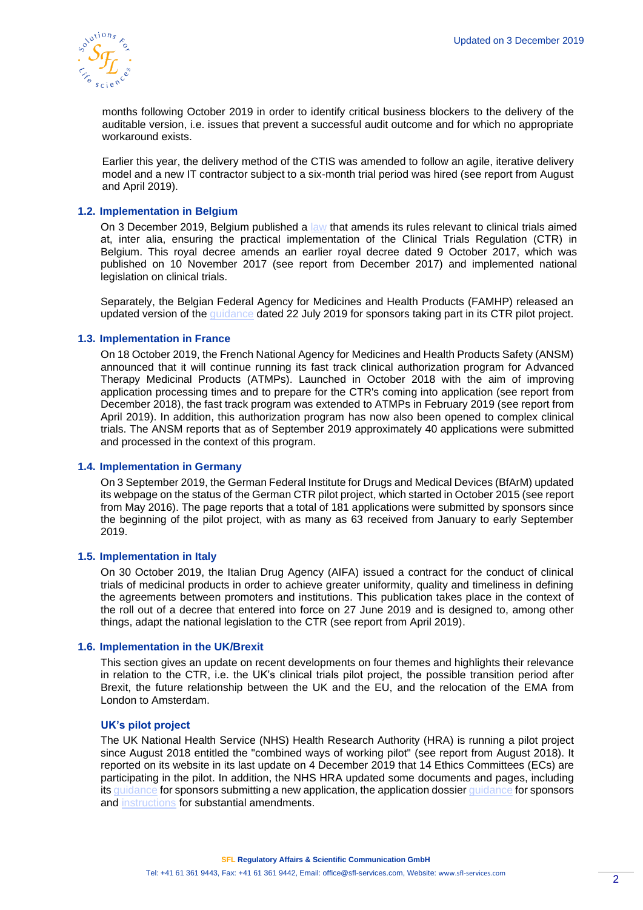months following October 2019 in order to identify critical business blockers to the delivery of the auditable version, i.e. issues that prevent a successful audit outcome and for which no appropriate workaround exists.

Earlier this year, the delivery method of the CTIS was amended to follow an agile, iterative delivery model and a new IT contractor subject to a six-month trial period was hired (see report from August and April 2019).

### 1.2. Implementation in Belgium

On 3 December 2019, Belgium published a law that amends its rules relevant to clinical trials aimed at, inter alia, ensuring the practical implementation of the Clinical Trials Regulation (CTR) in Belgium. This royal decree amends an earlier royal decree dated 9 October 2017, which was published on 10 November 2017 (see report from December 2017) and implemented national legislation on clinical trials.

Separately, the Belgian Federal Agency for Medicines and Health Products (FAMHP) released an updated version of the guidance dated 22 July 2019 for sponsors taking part in its CTR pilot project.

### 1.3. Implementation in France

On 18 October 2019, the French National Agency for Medicines and Health Products Safety (ANSM) announced that it will continue running its fast track clinical authorization program for Advanced Therapy Medicinal Products (ATMPs). Launched in October 2018 with the aim of improving application processing times and to prepare for the CTR's coming into application (see report from December 2018), the fast track program was extended to ATMPs in February 2019 (see report from April 2019). In addition, this authorization program has now also been opened to complex clinical trials. The ANSM reports that as of September 2019 approximately 40 applications were submitted and processed in the context of this program.

### 1.4. Implementation in Germany

On 3 September 2019, the German Federal Institute for Drugs and Medical Devices (BfArM) updated its webpage on the status of the German CTR pilot project, which started in October 2015 (see report from May 2016). The page reports that a total of 181 applications were submitted by sponsors since the beginning of the pilot project, with as many as 63 received from January to early September 2019.

### 1.5. Implementation in Italy

On 30 October 2019, the Italian Drug Agency (AIFA) issued a contract for the conduct of clinical trials of medicinal products in order to achieve greater uniformity, quality and timeliness in defining the agreements between promoters and institutions. This publication takes place in the context of the roll out of a decree that entered into force on 27 June 2019 and is designed to, among other things, adapt the national legislation to the CTR (see report from April 2019).

### 1.6. Implementation in the UK/Brexit

This section gives an update on recent developments on four themes and highlights their relevance in relation to the CTR, i.e. the UK's clinical trials pilot project, the possible transition period after Brexit, the future relationship between the UK and the EU, and the relocation of the EMA from London to Amsterdam.

#### UK's pilot project

The UK National Health Service (NHS) Health Research Authority (HRA) is running a pilot project since August 2018 entitled the "combined ways of working pilot" (see report from August 2018). It reported on its website in its last update on 4 December 2019 that 14 Ethics Committees (ECs) are participating in the pilot. In addition, the NHS HRA updated some documents and pages, including its guidance for sponsors submitting a new application, the application dossier guidance for sponsors and instructions for substantial amendments.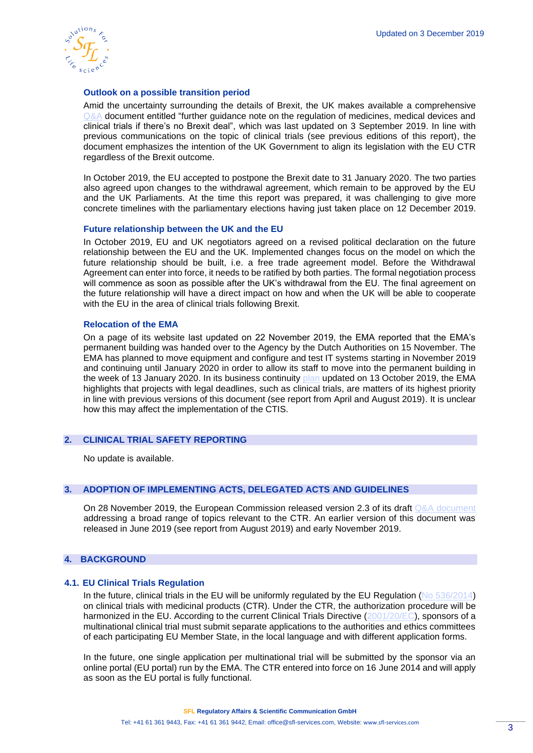### Outlook on a possible transition period

Amid the uncertainty surrounding the details of Brexit, the UK makes available a comprehensive Q&A document entitled "further guidance note on the regulation of medicines, medical devices and clinical trials if there's no Brexit deal", which was last updated on 3 September 2019. In line with previous communications on the topic of clinical trials (see previous editions of this report), the document emphasizes the intention of the UK Government to align its legislation with the EU CTR regardless of the Brexit outcome.

In October 2019, the EU accepted to postpone the Brexit date to 31 January 2020. The two parties also agreed upon changes to the withdrawal agreement, which remain to be approved by the EU and the UK Parliaments. At the time this report was prepared, it was challenging to give more concrete timelines with the parliamentary elections having just taken place on 12 December 2019.

### Future relationship between the UK and the EU

In October 2019, EU and UK negotiators agreed on a revised political declaration on the future relationship between the EU and the UK. Implemented changes focus on the model on which the future relationship should be built, i.e. a free trade agreement model. Before the Withdrawal Agreement can enter into force, it needs to be ratified by both parties. The formal negotiation process will commence as soon as possible after the UK's withdrawal from the EU. The final agreement on the future relationship will have a direct impact on how and when the UK will be able to cooperate with the EU in the area of clinical trials following Brexit.

### Relocation of the EMA

On a page of its website last updated on 22 November 2019, the EMA reported that the EMA's permanent building was handed over to the Agency by the Dutch Authorities on 15 November. The EMA has planned to move equipment and configure and test IT systems starting in November 2019 and continuing until January 2020 in order to allow its staff to move into the permanent building in the week of 13 January 2020. In its business continuity plan updated on 13 October 2019, the EMA highlights that projects with legal deadlines, such as clinical trials, are matters of its highest priority in line with previous versions of this document (see report from April and August 2019). It is unclear how this may affect the implementation of the CTIS.

## 2. CLINICAL TRIAL SAFETY REPORTING

No update is available.

## 3. ADOPTION OF IMPLEMENTING ACTS, DELEGATED ACTS AND GUIDELINES

On 28 November 2019, the European Commission released version 2.3 of its draft Q&A document addressing a broad range of topics relevant to the CTR. An earlier version of this document was released in June 2019 (see report from August 2019) and early November 2019.

## 4. BACKGROUND

### 4.1. EU Clinical Trials Regulation

In the future, clinical trials in the EU will be uniformly regulated by the EU Regulation (No 536/2014) on clinical trials with medicinal products (CTR). Under the CTR, the authorization procedure will be harmonized in the EU. According to the current Clinical Trials Directive (2001/20/EC), sponsors of a multinational clinical trial must submit separate applications to the authorities and ethics committees of each participating EU Member State, in the local language and with different application forms.

In the future, one single application per multinational trial will be submitted by the sponsor via an online portal (EU portal) run by the EMA. The CTR entered into force on 16 June 2014 and will apply as soon as the EU portal is fully functional.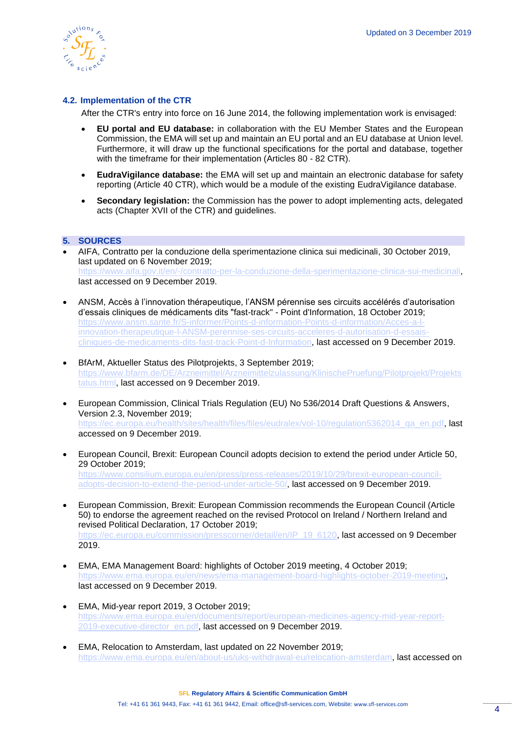### 4.2. Implementation of the CTR

After the CTR's entry into force on 16 June 2014, the following implementation work is envisaged:

- **EU portal and EU database:** in collaboration with the EU Member States and the European Commission, the EMA will set up and maintain an EU portal and an EU database at Union level. Furthermore, it will draw up the functional specifications for the portal and database, together with the timeframe for their implementation (Articles 80 - 82 CTR).
- **EudraVigilance database:** the EMA will set up and maintain an electronic database for safety reporting (Article 40 CTR), which would be a module of the existing EudraVigilance database.
- **Secondary legislation:** the Commission has the power to adopt implementing acts, delegated acts (Chapter XVII of the CTR) and guidelines.

## 5. SOURCES

- AIFA, Contratto per la conduzione della sperimentazione clinica sui medicinali, 30 October 2019, last updated on 6 November 2019; https://www.aifa.gov.it/en/-/contratto-per-la-conduzione-della-sperimentazione-clinica-sui-medicinali, last accessed on 9 December 2019.
- ANSM, Accès à l'innovation thérapeutique, l'ANSM pérennise ses circuits accélérés d'autorisation d'essais cliniques de médicaments dits "fast-track" - Point d'Information, 18 October 2019; https://www.ansm.sante.fr/S-informer/Points-d-information-Points-d-information/Acces-a-l-innovation-therapeutique-l-ANSM-perennise-ses-circuits-acceleres-d-autorisation-d-essais-cliniques-de-medicaments-dits-fast-track-Point-d-Information, last accessed on 9 December 2019.
- BfArM, Aktueller Status des Pilotprojekts, 3 September 2019; https://www.bfarm.de/DE/Arzneimittel/Arzneimittelzulassung/KlinischePruefung/Pilotprojekt/Projektstatus.html, last accessed on 9 December 2019.
- European Commission, Clinical Trials Regulation (EU) No 536/2014 Draft Questions & Answers, Version 2.3, November 2019; https://ec.europa.eu/health/sites/health/files/files/eudralex/vol-10/regulation5362014_qa_en.pdf, last accessed on 9 December 2019.
- European Council, Brexit: European Council adopts decision to extend the period under Article 50, 29 October 2019; https://www.consilium.europa.eu/en/press/press-releases/2019/10/29/brexit-european-council-adopts-decision-to-extend-the-period-under-article-50/, last accessed on 9 December 2019.
- European Commission, Brexit: European Commission recommends the European Council (Article 50) to endorse the agreement reached on the revised Protocol on Ireland / Northern Ireland and revised Political Declaration, 17 October 2019; https://ec.europa.eu/commission/presscorner/detail/en/IP_19_6120, last accessed on 9 December 2019.
- EMA, EMA Management Board: highlights of October 2019 meeting, 4 October 2019; https://www.ema.europa.eu/en/news/ema-management-board-highlights-october-2019-meeting, last accessed on 9 December 2019.
- EMA, Mid-year report 2019, 3 October 2019; https://www.ema.europa.eu/en/documents/report/european-medicines-agency-mid-year-report-2019-executive-director_en.pdf, last accessed on 9 December 2019.
- EMA, Relocation to Amsterdam, last updated on 22 November 2019; https://www.ema.europa.eu/en/about-us/uks-withdrawal-eu/relocation-amsterdam, last accessed on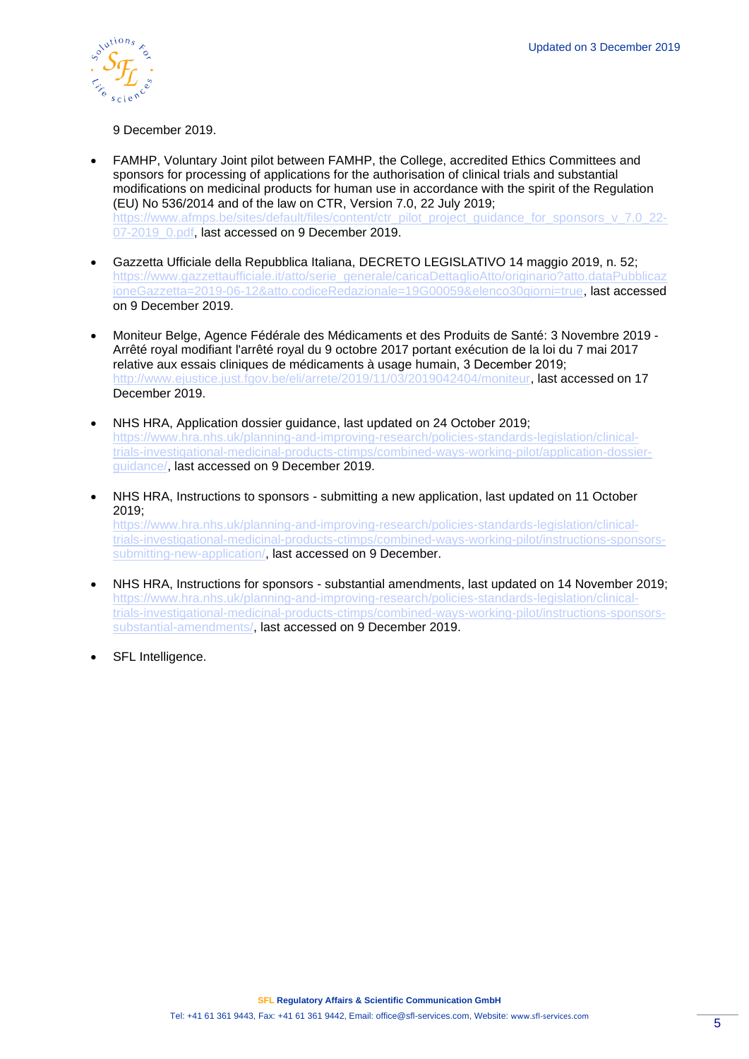9 December 2019.

- FAMHP, Voluntary Joint pilot between FAMHP, the College, accredited Ethics Committees and sponsors for processing of applications for the authorisation of clinical trials and substantial modifications on medicinal products for human use in accordance with the spirit of the Regulation (EU) No 536/2014 and of the law on CTR, Version 7.0, 22 July 2019; https://www.afmps.be/sites/default/files/content/ctr_pilot_project_guidance_for_sponsors_v_7.0_22-07-2019_0.pdf, last accessed on 9 December 2019.

- Gazzetta Ufficiale della Repubblica Italiana, DECRETO LEGISLATIVO 14 maggio 2019, n. 52; https://www.gazzettaufficiale.it/atto/serie_generale/caricaDettaglioAtto/originario?atto.dataPubblicazioneGazzetta=2019-06-12&atto.codiceRedazionale=19G00059&elenco30giorni=true, last accessed on 9 December 2019.

- Moniteur Belge, Agence Fédérale des Médicaments et des Produits de Santé: 3 Novembre 2019 - Arrêté royal modifiant l'arrêté royal du 9 octobre 2017 portant exécution de la loi du 7 mai 2017 relative aux essais cliniques de médicaments à usage humain, 3 December 2019; http://www.ejustice.just.fgov.be/eli/arrete/2019/11/03/2019042404/moniteur, last accessed on 17 December 2019.

- NHS HRA, Application dossier guidance, last updated on 24 October 2019; https://www.hra.nhs.uk/planning-and-improving-research/policies-standards-legislation/clinical-trials-investigational-medicinal-products-ctimps/combined-ways-working-pilot/application-dossier-guidance/, last accessed on 9 December 2019.

- NHS HRA, Instructions to sponsors - submitting a new application, last updated on 11 October 2019; https://www.hra.nhs.uk/planning-and-improving-research/policies-standards-legislation/clinical-trials-investigational-medicinal-products-ctimps/combined-ways-working-pilot/instructions-sponsors-submitting-new-application/, last accessed on 9 December.

- NHS HRA, Instructions for sponsors - substantial amendments, last updated on 14 November 2019; https://www.hra.nhs.uk/planning-and-improving-research/policies-standards-legislation/clinical-trials-investigational-medicinal-products-ctimps/combined-ways-working-pilot/instructions-sponsors-substantial-amendments/, last accessed on 9 December 2019.

- SFL Intelligence.